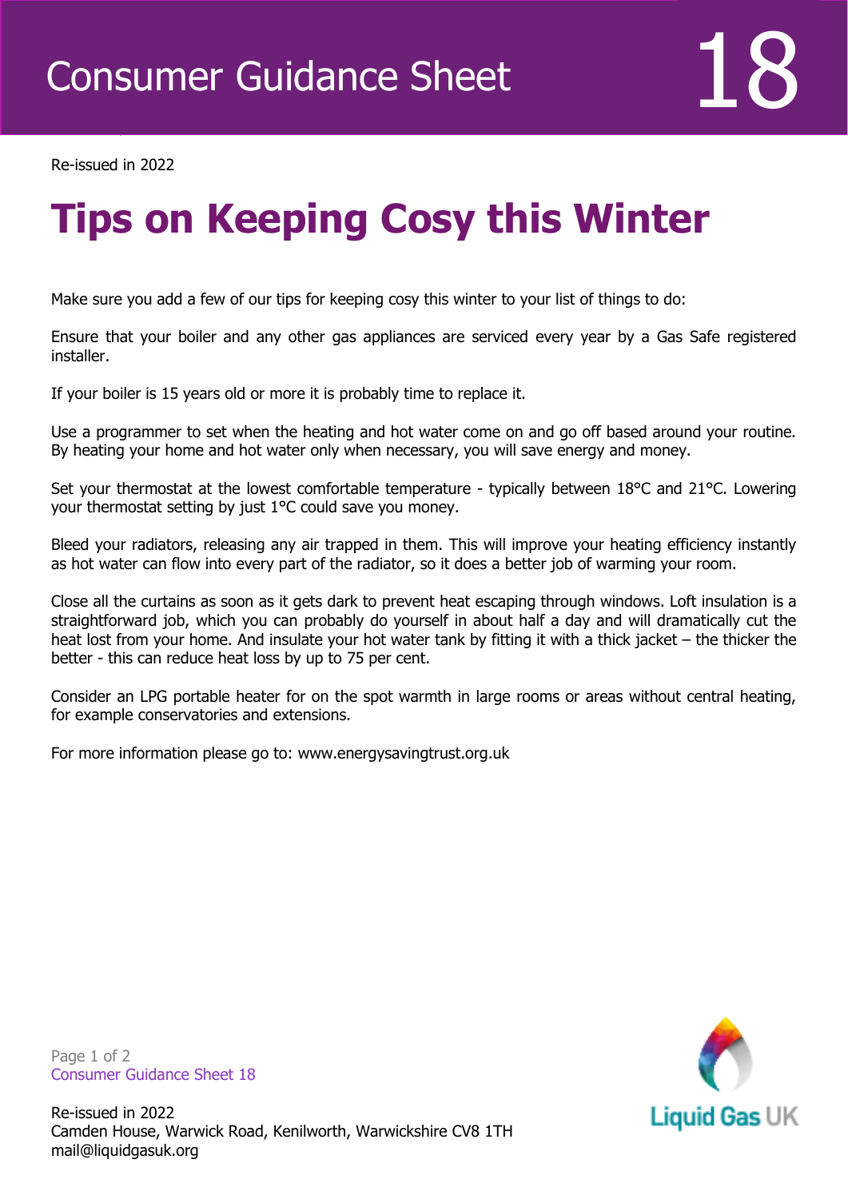# Consumer Guidance Sheet 18

Re-issued in 2022

# Tips on Keeping Cosy this Winter

Make sure you add a few of our tips for keeping cosy this winter to your list of things to do:

Ensure that your boiler and any other gas appliances are serviced every year by a Gas Safe registered installer.

If your boiler is 15 years old or more it is probably time to replace it.

Use a programmer to set when the heating and hot water come on and go off based around your routine. By heating your home and hot water only when necessary, you will save energy and money.

Set your thermostat at the lowest comfortable temperature - typically between 18°C and 21°C. Lowering your thermostat setting by just 1°C could save you money.

Bleed your radiators, releasing any air trapped in them. This will improve your heating efficiency instantly as hot water can flow into every part of the radiator, so it does a better job of warming your room.

Close all the curtains as soon as it gets dark to prevent heat escaping through windows. Loft insulation is a straightforward job, which you can probably do yourself in about half a day and will dramatically cut the heat lost from your home. And insulate your hot water tank by fitting it with a thick jacket – the thicker the better - this can reduce heat loss by up to 75 per cent.

Consider an LPG portable heater for on the spot warmth in large rooms or areas without central heating, for example conservatories and extensions.

For more information please go to: www.energysavingtrust.org.uk

Re-issued in 2022
Camden House, Warwick Road, Kenilworth, Warwickshire CV8 1TH
mail@liquidgasuk.org

Liquid Gas UK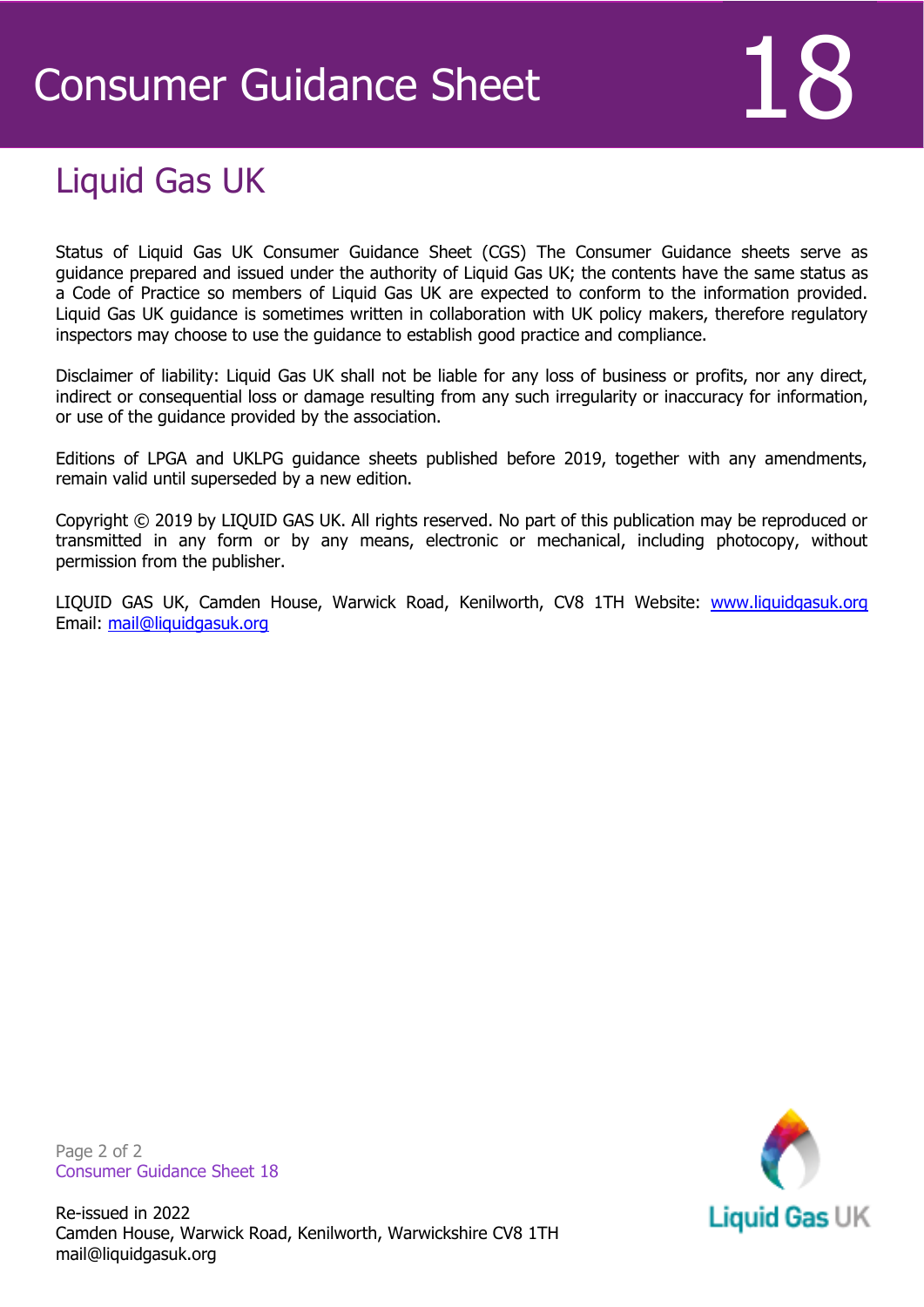# Consumer Guidance Sheet 18

## Liquid Gas UK

Status of Liquid Gas UK Consumer Guidance Sheet (CGS) The Consumer Guidance sheets serve as guidance prepared and issued under the authority of Liquid Gas UK; the contents have the same status as a Code of Practice so members of Liquid Gas UK are expected to conform to the information provided. Liquid Gas UK guidance is sometimes written in collaboration with UK policy makers, therefore regulatory inspectors may choose to use the guidance to establish good practice and compliance.

Disclaimer of liability: Liquid Gas UK shall not be liable for any loss of business or profits, nor any direct, indirect or consequential loss or damage resulting from any such irregularity or inaccuracy for information, or use of the guidance provided by the association.

Editions of LPGA and UKLPG guidance sheets published before 2019, together with any amendments, remain valid until superseded by a new edition.

Copyright © 2019 by LIQUID GAS UK. All rights reserved. No part of this publication may be reproduced or transmitted in any form or by any means, electronic or mechanical, including photocopy, without permission from the publisher.

LIQUID GAS UK, Camden House, Warwick Road, Kenilworth, CV8 1TH Website: [www.liquidgasuk.org](http://www.liquidgasuk.org) Email: [mail@liquidgasuk.org](mailto:mail@liquidgasuk.org)

Re-issued in 2022
Camden House, Warwick Road, Kenilworth, Warwickshire CV8 1TH
mail@liquidgasuk.org